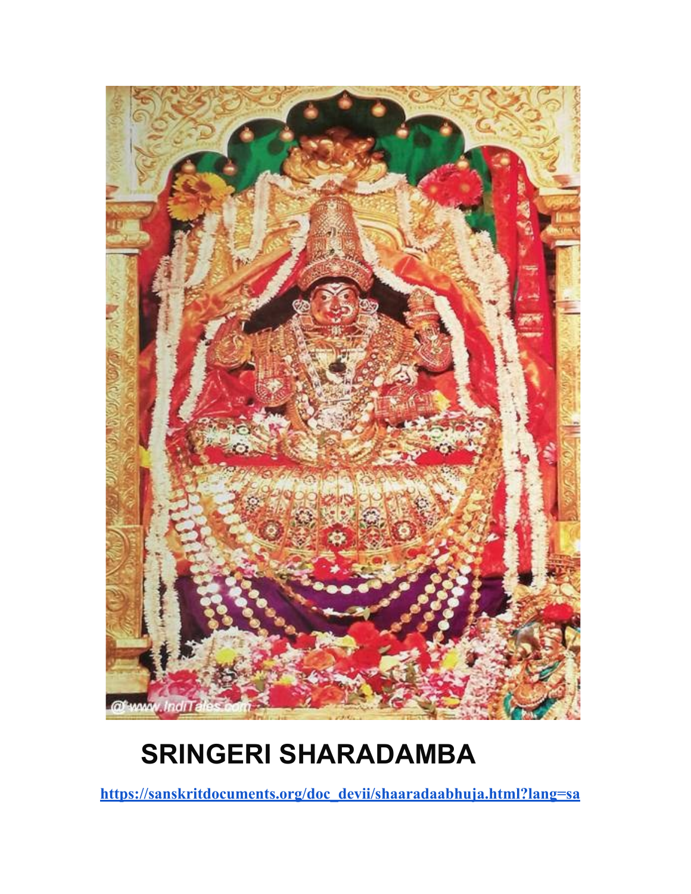# SRINGERI SHARADAMBA

https://sanskritdocuments.org/doc_devii/shaaradaabhuja.html?lang=sa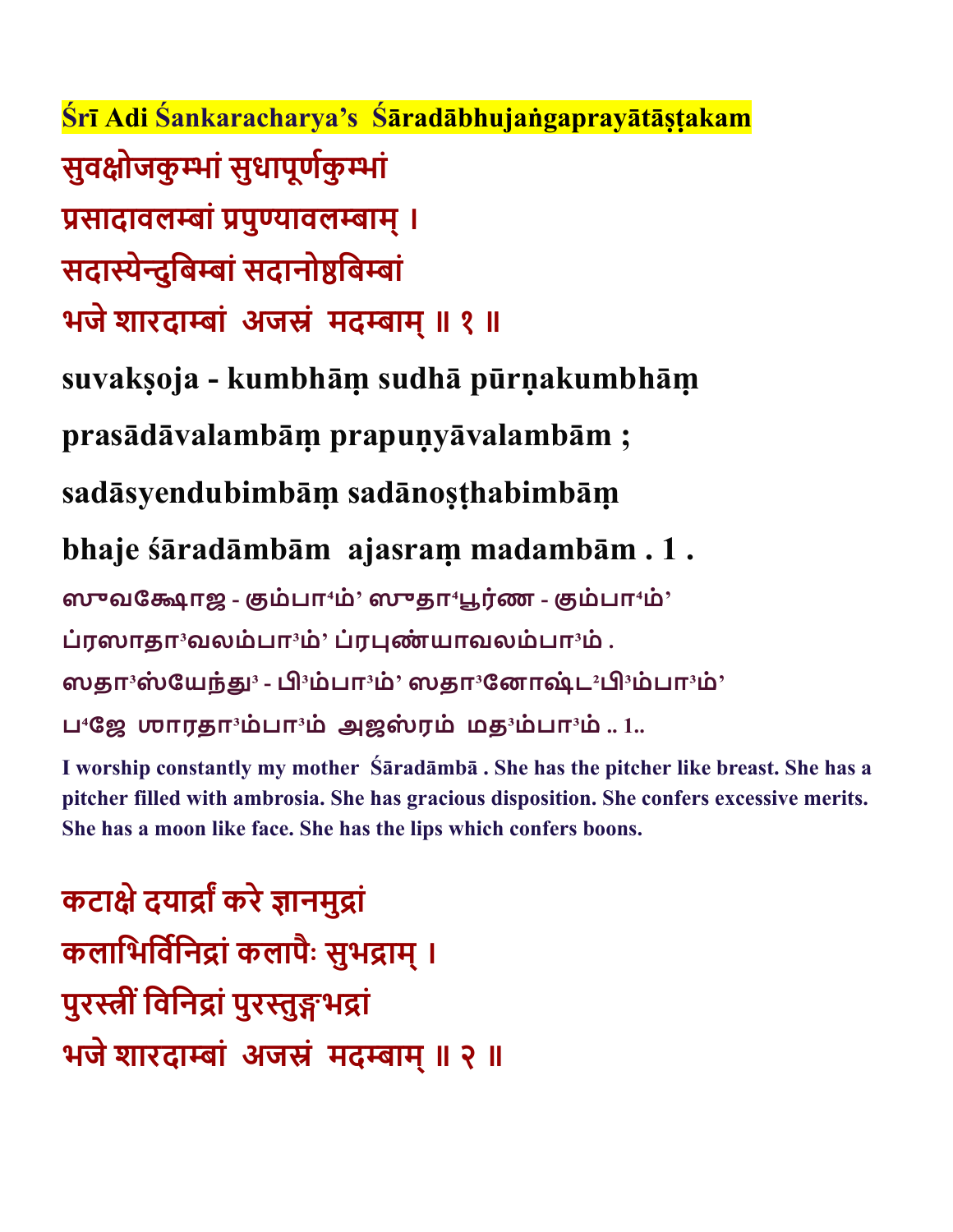**Śrī Adi Śankaracharya's Śāradābhujaṅgaprayātāṣṭakam**

सुवक्षोजकुम्भां सुधापूर्णकुम्भां

प्रसादावलम्बां प्रपुण्यावलम्बाम् ।

सदास्येन्दुबिम्बां सदानोष्ठबिम्बां

भजे शारदाम्बां अजस्रं मदम्बाम् ॥ १ ॥

**suvakṣoja - kumbhāṃ sudhā pūrṇakumbhāṃ**

**prasādāvalambāṃ prapuṇyāvalambām ;**

**sadāsyendubimbāṃ sadānoṣṭhabimbāṃ**

**bhaje śāradāmbām ajasraṃ madambām . 1 .**

ஸுவக்ஷோஜ - கும்பா⁴ம்' ஸுதா⁴பூர்ண - கும்பா⁴ம்'

ப்ரஸாதா³வலம்பா³ம்' ப்ரபுண்யாவலம்பா³ம் .

ஸதா³ஸ்யேந்து³ - பி³ம்பா³ம்' ஸதா³னோஷ்ட²பி³ம்பா³ம்'

ப⁴ஜே ஶாரதா³ம்பா³ம் அஜஸ்ரம் மத³ம்பா³ம் .. 1..

**I worship constantly my mother Śāradāmbā . She has the pitcher like breast. She has a pitcher filled with ambrosia. She has gracious disposition. She confers excessive merits. She has a moon like face. She has the lips which confers boons.**

कटाक्षे दयार्द्रां करे ज्ञानमुद्रां

कलाभिर्विनिद्रां कलापैः सुभद्राम् ।

पुरस्त्रीं विनिद्रां पुरस्तुङ्गभद्रां

भजे शारदाम्बां अजस्रं मदम्बाम् ॥ २ ॥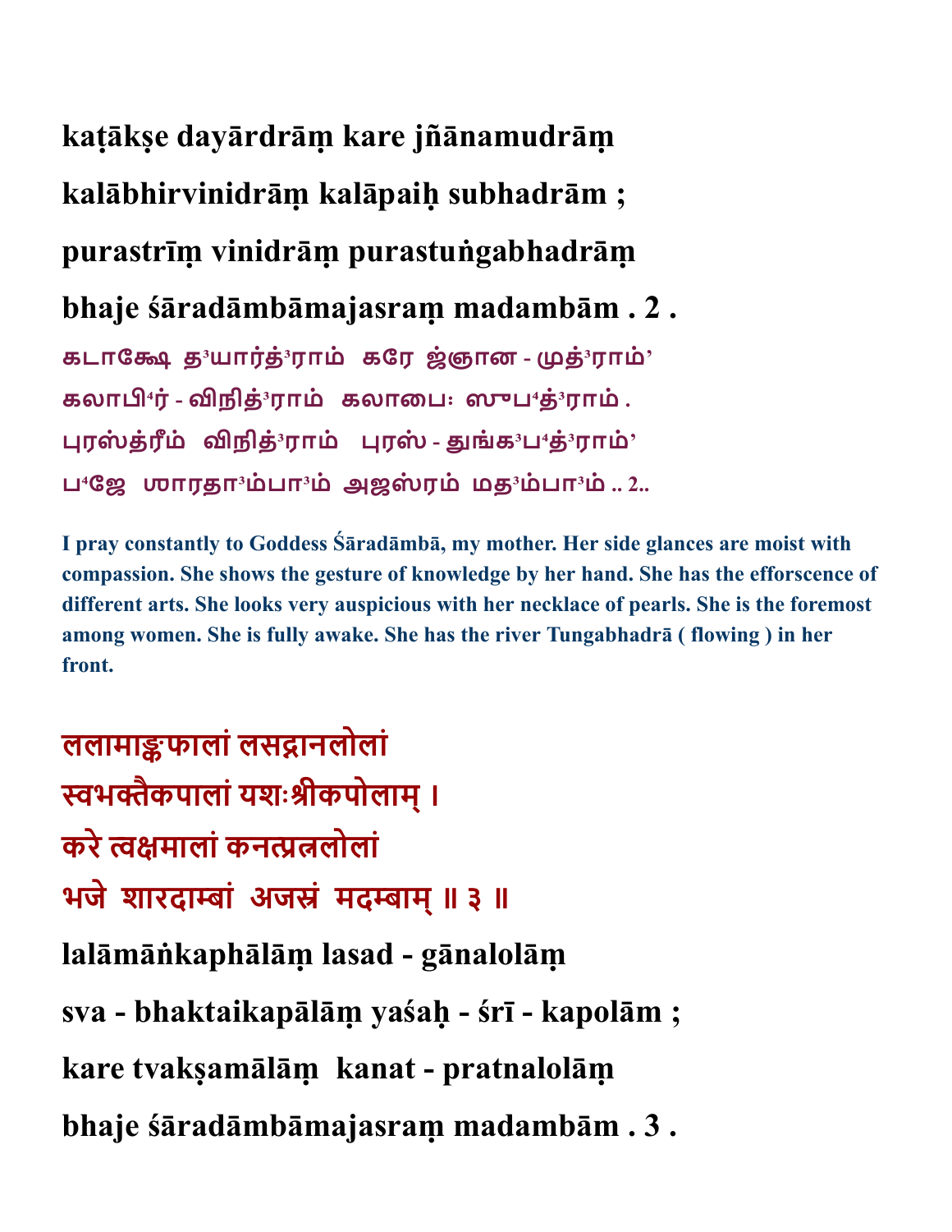**kaṭākṣe dayārdrāṃ kare jñānamudrāṃ**

**kalābhirvinidrāṃ kalāpaiḥ subhadrām ;**

**purastrīṃ vinidrāṃ purastuṅgabhadrāṃ**

**bhaje śāradāmbāmajasraṃ madambām . 2 .**

கடாக்ஷே த³யார்த்³ராம் கரே ஜ்ஞான - முத்³ராம்'

கலாபி⁴ர் - விநித்³ராம் கலாபை: ஸுப⁴த்³ராம் .

புரஸ்த்ரீம் விநித்³ராம் புரஸ் - துங்க³ப⁴த்³ராம்'

ப⁴ஜே ஶாரதா³ம்பா³ம் அஜஸ்ரம் மத³ம்பா³ம் .. 2..

**I pray constantly to Goddess Śāradāmbā, my mother. Her side glances are moist with compassion. She shows the gesture of knowledge by her hand. She has the efforscence of different arts. She looks very auspicious with her necklace of pearls. She is the foremost among women. She is fully awake. She has the river Tungabhadrā ( flowing ) in her front.**

**ललामाङ्कफालां लसद्गानलोलां**

**स्वभक्तैकपालां यशःश्रीकपोलाम् ।**

**करे त्वक्षमालां कनत्प्रत्नलोलां**

**भजे शारदाम्बां अजस्रं मदम्बाम् ॥ ३ ॥**

**lalāmāṅkaphālāṃ lasad - gānalolāṃ**

**sva - bhaktaikapālāṃ yaśaḥ - śrī - kapolām ;**

**kare tvakṣamālāṃ kanat - pratnalolāṃ**

**bhaje śāradāmbāmajasraṃ madambām . 3 .**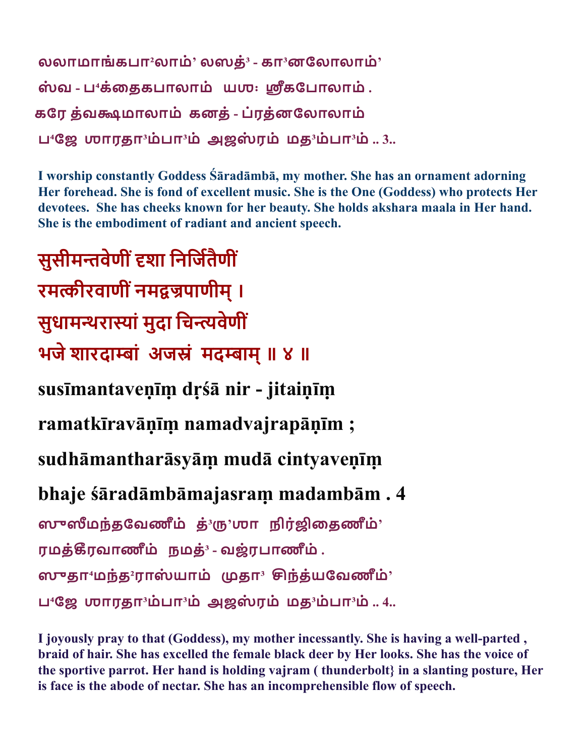லலாமாங்கபா²லாம்' லஸத்³ - கா³னலோலாம்'
ஸ்வ - ப⁴க்தைகபாலாம் யஶ: ஶ்ரீகபோலாம் .
கரே த்வக்ஷமாலாம் கனத் - ப்ரத்னலோலாம்
ப⁴ஜே ஶாரதா³ம்பா³ம் அஜஸ்ரம் மத³ம்பா³ம் .. 3..

**I worship constantly Goddess Śāradāmbā, my mother. She has an ornament adorning Her forehead. She is fond of excellent music. She is the One (Goddess) who protects Her devotees. She has cheeks known for her beauty. She holds akshara maala in Her hand. She is the embodiment of radiant and ancient speech.**

सुसीमन्तवेणीं दृशा निर्जितैणीं
रमत्कीरवाणीं नमद्वज्रपाणीम् ।
सुधामन्थरास्यां मुदा चिन्त्यवेणीं
भजे शारदाम्बां अजस्रं मदम्बाम् ॥ ४ ॥

**susīmantaveṇīṃ dṛśā nir - jitaiṇīṃ**
**ramatkīravāṇīṃ namadvajrapāṇīm ;**
**sudhāmantharāsyāṃ mudā cintyaveṇīṃ**
**bhaje śāradāmbāmajasraṃ madambām . 4**

ஸுஸீமந்தவேணீம் த்³ரு'ஶா நிர்ஜிதைணீம்'
ரமத்கீரவாணீம் நமத்³ - வஜ்ரபாணீம் .
ஸுதா⁴மந்த²ராஸ்யாம் முதா³ சிந்த்யவேணீம்'
ப⁴ஜே ஶாரதா³ம்பா³ம் அஜஸ்ரம் மத³ம்பா³ம் .. 4..

**I joyously pray to that (Goddess), my mother incessantly. She is having a well-parted , braid of hair. She has excelled the female black deer by Her looks. She has the voice of the sportive parrot. Her hand is holding vajram ( thunderbolt} in a slanting posture, Her is face is the abode of nectar. She has an incomprehensible flow of speech.**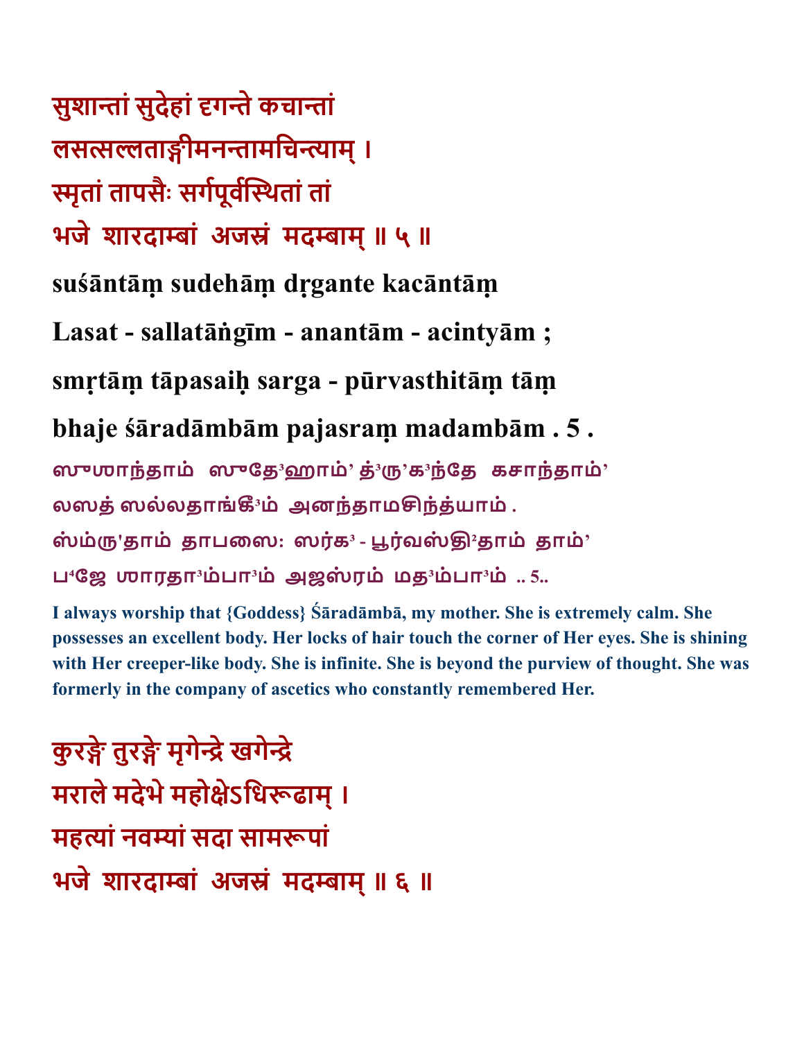सुशान्तां सुदेहां दृगन्ते कचान्तां
लसत्सल्लताङ्गीमनन्तामचिन्त्याम् ।
स्मृतां तापसैः सर्गपूर्वस्थितां तां
भजे शारदाम्बां अजस्रं मदम्बाम् ॥ ५ ॥

**suśāntāṃ sudehāṃ dṛgante kacāntāṃ**

**Lasat - sallatāṅgīm - anantām - acintyām ;**

**smṛtāṃ tāpasaiḥ sarga - pūrvasthitāṃ tāṃ**

**bhaje śāradāmbām pajasraṃ madambām . 5 .**

ஸுஶாந்தாம் ஸுதே³ஹாம்' த்³ரு'க³ந்தே கசாந்தாம்'
லஸத் ஸல்லதாங்கீ³ம் அனந்தாமசிந்த்யாம் .
ஸ்ம்ரு'தாம் தாபஸை: ஸர்க³ - பூர்வஸ்தி²தாம் தாம்'
ப⁴ஜே ஶாரதா³ம்பா³ம் அஜஸ்ரம் மத³ம்பா³ம் .. 5..

**I always worship that {Goddess} Śāradāmbā, my mother. She is extremely calm. She possesses an excellent body. Her locks of hair touch the corner of Her eyes. She is shining with Her creeper-like body. She is infinite. She is beyond the purview of thought. She was formerly in the company of ascetics who constantly remembered Her.**

कुरङ्गे तुरङ्गे मृगेन्द्रे खगेन्द्रे
मराले मदेभे महोक्षेऽधिरूढाम् ।
महत्यां नवम्यां सदा सामरूपां
भजे शारदाम्बां अजस्रं मदम्बाम् ॥ ६ ॥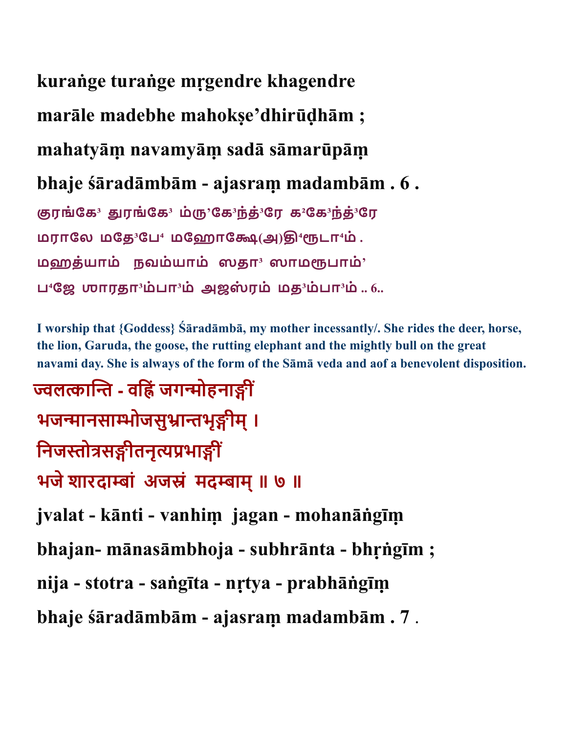**kuraṅge turaṅge mṛgendre khagendre**

**marāle madebhe mahokṣe'dhirūḍhām ;**

**mahatyāṃ navamyāṃ sadā sāmarūpāṃ**

**bhaje śāradāmbām - ajasraṃ madambām . 6 .**

**குரங்கே³ துரங்கே³ ம்ரு'கே³ந்த்³ரே க²கே³ந்த்³ரே**

**மராலே மதே³பே⁴ மஹோக்ஷே(அ)தி⁴ரூடா⁴ம் .**

**மஹத்யாம் நவம்யாம் ஸதா³ ஸாமரூபாம்'**

**ப⁴ஜே ஶாரதா³ம்பா³ம் அஜஸ்ரம் மத³ம்பா³ம் .. 6..**

**I worship that {Goddess} Śāradāmbā, my mother incessantly/. She rides the deer, horse, the lion, Garuda, the goose, the rutting elephant and the mightly bull on the great navami day. She is always of the form of the Sāmā veda and aof a benevolent disposition.**

**ज्वलत्कान्ति - वह्निं जगन्मोहनाङ्गीं**

**भजन्मानसाम्भोजसुभ्रान्तभृङ्गीम् ।**

**निजस्तोत्रसङ्गीतनृत्यप्रभाङ्गीं**

**भजे शारदाम्बां अजस्रं मदम्बाम् ॥ ७ ॥**

**jvalat - kānti - vanhiṃ jagan - mohanāṅgīṃ**

**bhajan- mānasāmbhoja - subhrānta - bhṛṅgīm ;**

**nija - stotra - saṅgīta - nṛtya - prabhāṅgīṃ**

**bhaje śāradāmbām - ajasraṃ madambām . 7 .**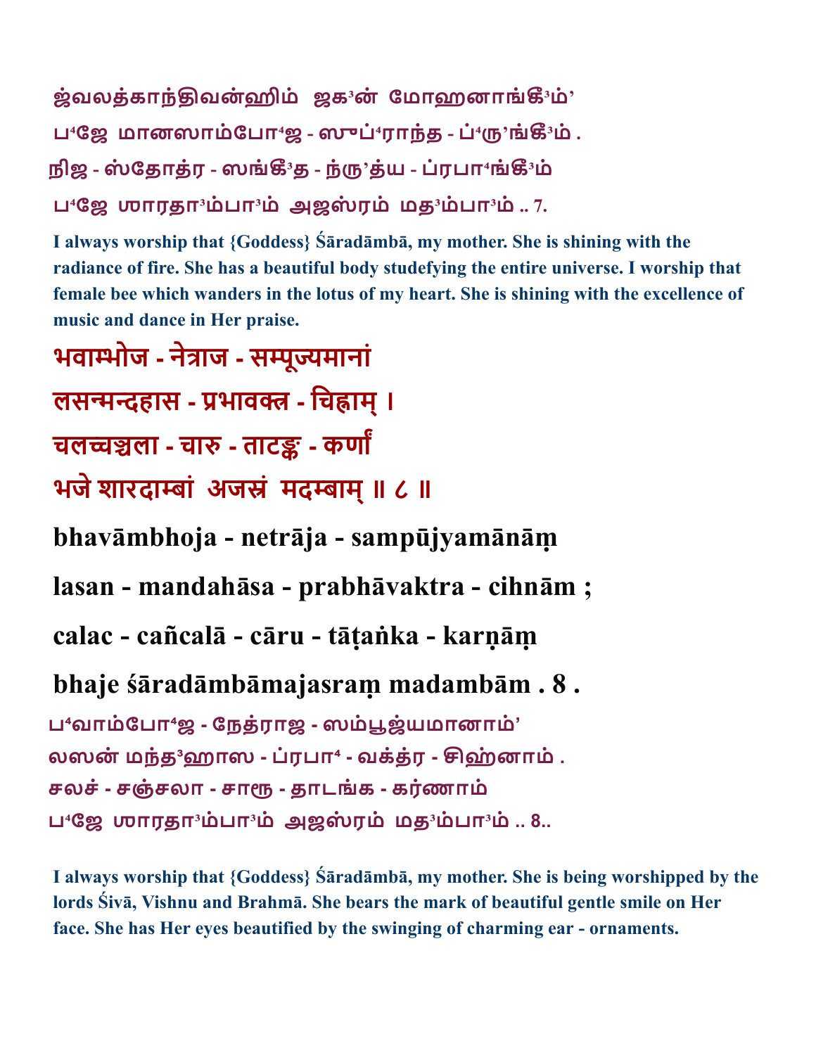ஜ்வலத்காந்திவன்ஹிம் ஜக³ன் மோஹனாங்கீ³ம்'

ப⁴ஜே மானஸாம்போ⁴ஜ - ஸுப்⁴ராந்த - ப்⁴ரு'ங்கீ³ம் .

நிஜ - ஸ்தோத்ர - ஸங்கீ³த - ந்ரு'த்ய - ப்ரபா⁴ங்கீ³ம்

ப⁴ஜே ஶாரதா³ம்பா³ம் அஜஸ்ரம் மத³ம்பா³ம் .. 7.

**I always worship that {Goddess} Śāradāmbā, my mother. She is shining with the radiance of fire. She has a beautiful body studefying the entire universe. I worship that female bee which wanders in the lotus of my heart. She is shining with the excellence of music and dance in Her praise.**

**भवाम्भोज - नेत्राज - सम्पूज्यमानां**

**लसन्मन्दहास - प्रभावक्त्र - चिह्नाम् ।**

**चलच्चञ्चला - चारु - ताटङ्क - कर्णां**

**भजे शारदाम्बां अजस्रं मदम्बाम् ॥ ८ ॥**

**bhavāmbhoja - netrāja - sampūjyamānāṃ**

**lasan - mandahāsa - prabhāvaktra - cihnām ;**

**calac - cañcalā - cāru - tāṭaṅka - karṇāṃ**

**bhaje śāradāmbāmajasraṃ madambām . 8 .**

ப⁴வாம்போ⁴ஜ - நேத்ராஜ - ஸம்பூஜ்யமானாம்'

லஸன் மந்த³ஹாஸ - ப்ரபா⁴ - வக்த்ர - சிஹ்னாம் .

சலச் - சஞ்சலா - சாரு - தாடங்க - கர்ணாம்

ப⁴ஜே ஶாரதா³ம்பா³ம் அஜஸ்ரம் மத³ம்பா³ம் .. 8..

**I always worship that {Goddess} Śāradāmbā, my mother. She is being worshipped by the lords Śivā, Vishnu and Brahmā. She bears the mark of beautiful gentle smile on Her face. She has Her eyes beautified by the swinging of charming ear - ornaments.**